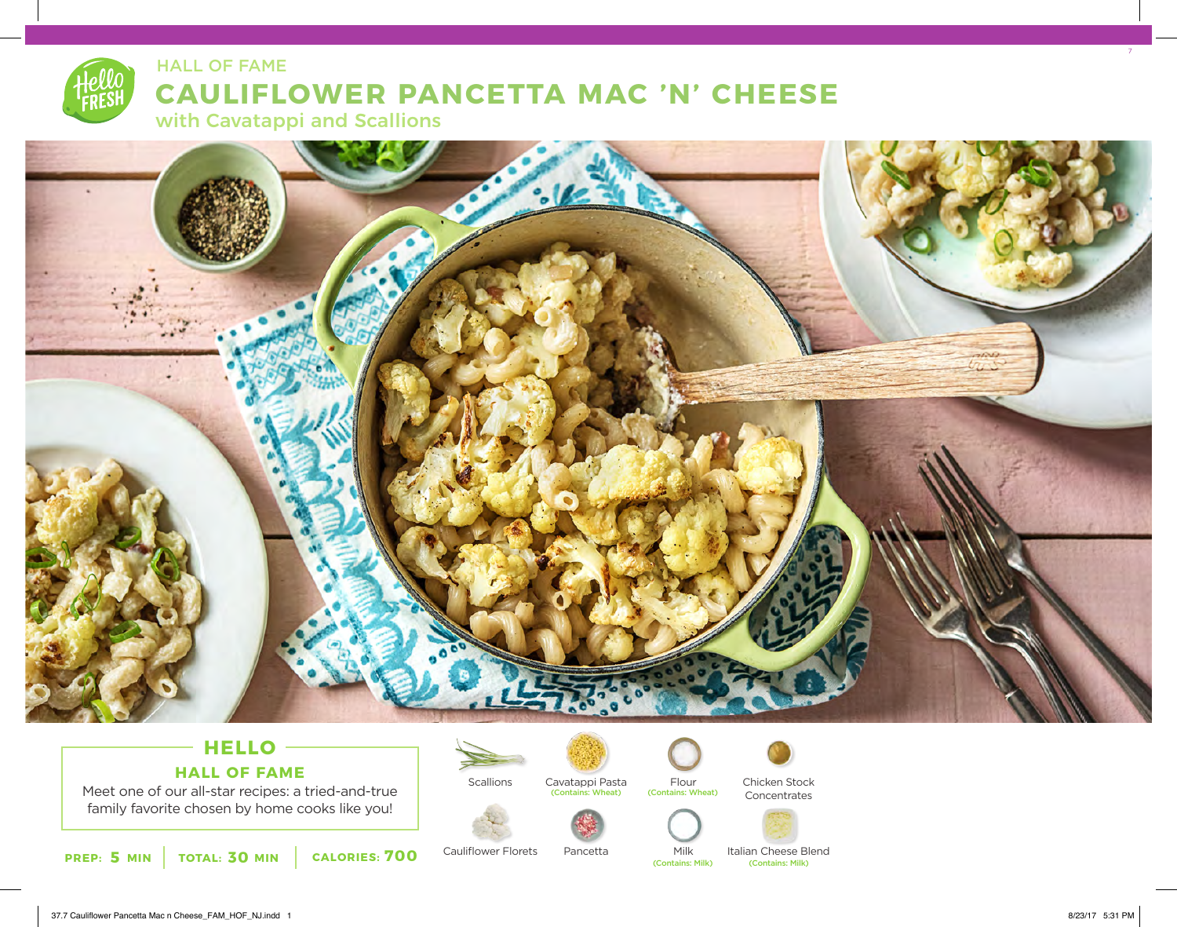HALL OF FAME

# CAULIFLOWER PANCETTA MAC 'N' CHEESE

## with Cavatappi and Scallions

### HELLO

### HALL OF FAME

Meet one of our all-star recipes: a tried-and-true family favorite chosen by home cooks like you!

**PREP:** 5 MIN | **TOTAL:** 30 MIN | **CALORIES:** 700

- Scallions
- Cavatappi Pasta (Contains: Wheat)
- Flour (Contains: Wheat)
- Chicken Stock Concentrates
- Cauliflower Florets
- Pancetta
- Milk (Contains: Milk)
- Italian Cheese Blend (Contains: Milk)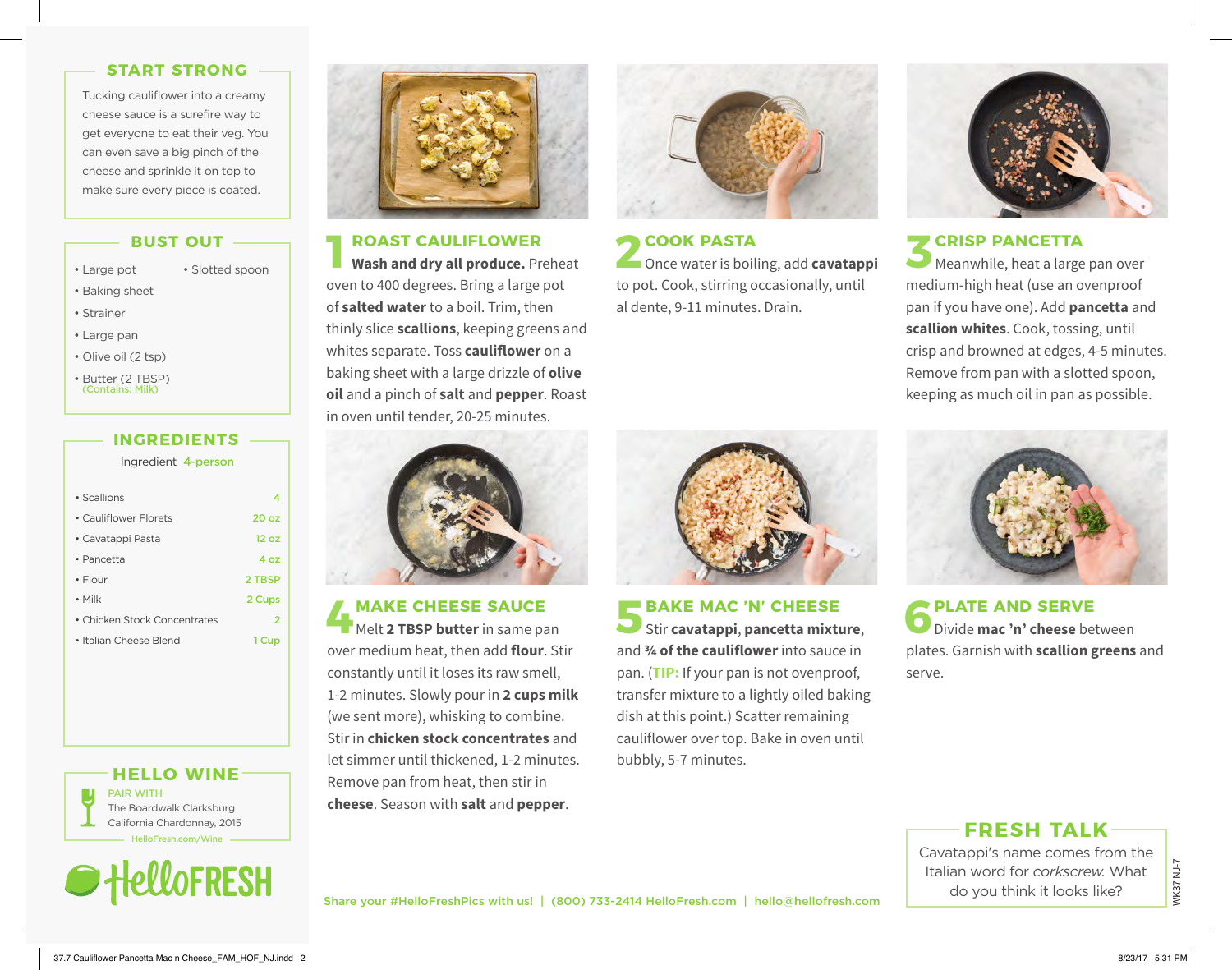## START STRONG

Tucking cauliflower into a creamy cheese sauce is a surefire way to get everyone to eat their veg. You can even save a big pinch of the cheese and sprinkle it on top to make sure every piece is coated.

## BUST OUT

- Large pot
- Slotted spoon
- Baking sheet
- Strainer
- Large pan
- Olive oil (2 tsp)
- Butter (2 TBSP) (Contains: Milk)

## INGREDIENTS

| Ingredient | 4-person |
| --- | --- |
| Scallions | 4 |
| Cauliflower Florets | 20 oz |
| Cavatappi Pasta | 12 oz |
| Pancetta | 4 oz |
| Flour | 2 TBSP |
| Milk | 2 Cups |
| Chicken Stock Concentrates | 2 |
| Italian Cheese Blend | 1 Cup |

## HELLO WINE

PAIR WITH
The Boardwalk Clarksburg California Chardonnay, 2015

HelloFresh.com/Wine

HelloFRESH

### 1 ROAST CAULIFLOWER

**Wash and dry all produce.** Preheat oven to 400 degrees. Bring a large pot of **salted water** to a boil. Trim, then thinly slice **scallions**, keeping greens and whites separate. Toss **cauliflower** on a baking sheet with a large drizzle of **olive oil** and a pinch of **salt** and **pepper**. Roast in oven until tender, 20-25 minutes.

### 2 COOK PASTA

Once water is boiling, add **cavatappi** to pot. Cook, stirring occasionally, until al dente, 9-11 minutes. Drain.

### 3 CRISP PANCETTA

Meanwhile, heat a large pan over medium-high heat (use an ovenproof pan if you have one). Add **pancetta** and **scallion whites**. Cook, tossing, until crisp and browned at edges, 4-5 minutes. Remove from pan with a slotted spoon, keeping as much oil in pan as possible.

### 4 MAKE CHEESE SAUCE

Melt **2 TBSP butter** in same pan over medium heat, then add **flour**. Stir constantly until it loses its raw smell, 1-2 minutes. Slowly pour in **2 cups milk** (we sent more), whisking to combine. Stir in **chicken stock concentrates** and let simmer until thickened, 1-2 minutes. Remove pan from heat, then stir in **cheese**. Season with **salt** and **pepper**.

### 5 BAKE MAC 'N' CHEESE

Stir **cavatappi**, **pancetta mixture**, and **¾ of the cauliflower** into sauce in pan. (**TIP:** If your pan is not ovenproof, transfer mixture to a lightly oiled baking dish at this point.) Scatter remaining cauliflower over top. Bake in oven until bubbly, 5-7 minutes.

### 6 PLATE AND SERVE

Divide **mac 'n' cheese** between plates. Garnish with **scallion greens** and serve.

## FRESH TALK

Cavatappi's name comes from the Italian word for *corkscrew.* What do you think it looks like?

Share your #HelloFreshPics with us! | (800) 733-2414 HelloFresh.com | hello@hellofresh.com

WK37 NJ-7